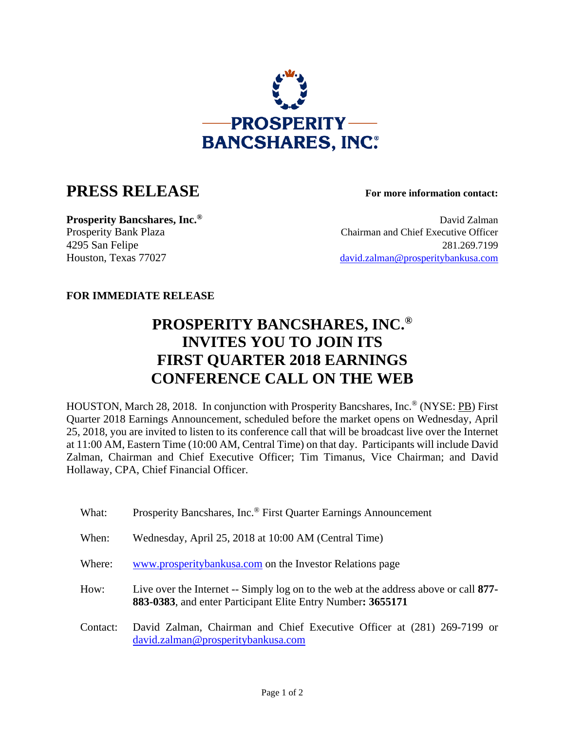# PROSPERITY BANCSHARES, INC.®

## PRESS RELEASE

**For more information contact:**

**Prosperity Bancshares, Inc.®**
Prosperity Bank Plaza
4295 San Felipe
Houston, Texas 77027

David Zalman
Chairman and Chief Executive Officer
281.269.7199
david.zalman@prosperitybankusa.com

**FOR IMMEDIATE RELEASE**

# PROSPERITY BANCSHARES, INC.® INVITES YOU TO JOIN ITS FIRST QUARTER 2018 EARNINGS CONFERENCE CALL ON THE WEB

HOUSTON, March 28, 2018. In conjunction with Prosperity Bancshares, Inc.® (NYSE: PB) First Quarter 2018 Earnings Announcement, scheduled before the market opens on Wednesday, April 25, 2018, you are invited to listen to its conference call that will be broadcast live over the Internet at 11:00 AM, Eastern Time (10:00 AM, Central Time) on that day. Participants will include David Zalman, Chairman and Chief Executive Officer; Tim Timanus, Vice Chairman; and David Hollaway, CPA, Chief Financial Officer.

| | |
|---|---|
| What: | Prosperity Bancshares, Inc.® First Quarter Earnings Announcement |
| When: | Wednesday, April 25, 2018 at 10:00 AM (Central Time) |
| Where: | www.prosperitybankusa.com on the Investor Relations page |
| How: | Live over the Internet -- Simply log on to the web at the address above or call **877-883-0383**, and enter Participant Elite Entry Number**: 3655171** |
| Contact: | David Zalman, Chairman and Chief Executive Officer at (281) 269-7199 or david.zalman@prosperitybankusa.com |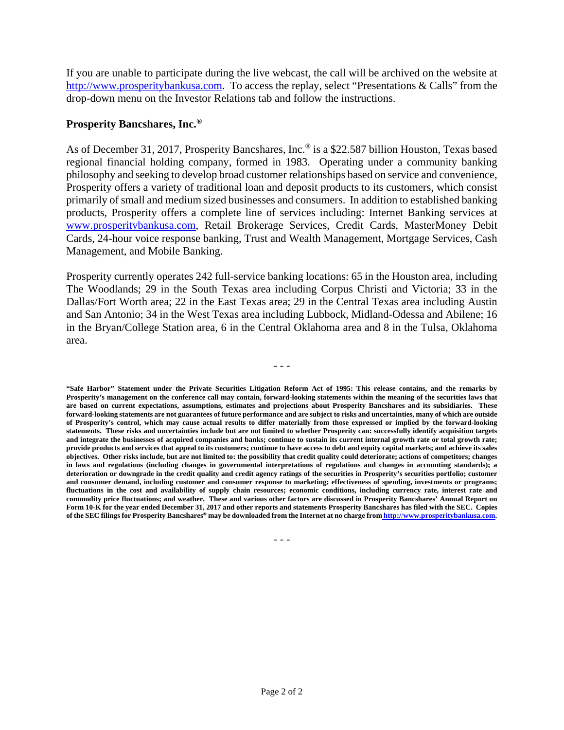If you are unable to participate during the live webcast, the call will be archived on the website at http://www.prosperitybankusa.com. To access the replay, select "Presentations & Calls" from the drop-down menu on the Investor Relations tab and follow the instructions.

## Prosperity Bancshares, Inc.®

As of December 31, 2017, Prosperity Bancshares, Inc.® is a $22.587 billion Houston, Texas based regional financial holding company, formed in 1983. Operating under a community banking philosophy and seeking to develop broad customer relationships based on service and convenience, Prosperity offers a variety of traditional loan and deposit products to its customers, which consist primarily of small and medium sized businesses and consumers. In addition to established banking products, Prosperity offers a complete line of services including: Internet Banking services at www.prosperitybankusa.com, Retail Brokerage Services, Credit Cards, MasterMoney Debit Cards, 24-hour voice response banking, Trust and Wealth Management, Mortgage Services, Cash Management, and Mobile Banking.

Prosperity currently operates 242 full-service banking locations: 65 in the Houston area, including The Woodlands; 29 in the South Texas area including Corpus Christi and Victoria; 33 in the Dallas/Fort Worth area; 22 in the East Texas area; 29 in the Central Texas area including Austin and San Antonio; 34 in the West Texas area including Lubbock, Midland-Odessa and Abilene; 16 in the Bryan/College Station area, 6 in the Central Oklahoma area and 8 in the Tulsa, Oklahoma area.

\- - -

**"Safe Harbor" Statement under the Private Securities Litigation Reform Act of 1995: This release contains, and the remarks by Prosperity's management on the conference call may contain, forward-looking statements within the meaning of the securities laws that are based on current expectations, assumptions, estimates and projections about Prosperity Bancshares and its subsidiaries. These forward-looking statements are not guarantees of future performance and are subject to risks and uncertainties, many of which are outside of Prosperity's control, which may cause actual results to differ materially from those expressed or implied by the forward-looking statements. These risks and uncertainties include but are not limited to whether Prosperity can: successfully identify acquisition targets and integrate the businesses of acquired companies and banks; continue to sustain its current internal growth rate or total growth rate; provide products and services that appeal to its customers; continue to have access to debt and equity capital markets; and achieve its sales objectives. Other risks include, but are not limited to: the possibility that credit quality could deteriorate; actions of competitors; changes in laws and regulations (including changes in governmental interpretations of regulations and changes in accounting standards); a deterioration or downgrade in the credit quality and credit agency ratings of the securities in Prosperity's securities portfolio; customer and consumer demand, including customer and consumer response to marketing; effectiveness of spending, investments or programs; fluctuations in the cost and availability of supply chain resources; economic conditions, including currency rate, interest rate and commodity price fluctuations; and weather. These and various other factors are discussed in Prosperity Bancshares' Annual Report on Form 10-K for the year ended December 31, 2017 and other reports and statements Prosperity Bancshares has filed with the SEC. Copies of the SEC filings for Prosperity Bancshares® may be downloaded from the Internet at no charge from http://www.prosperitybankusa.com.**

\- - -